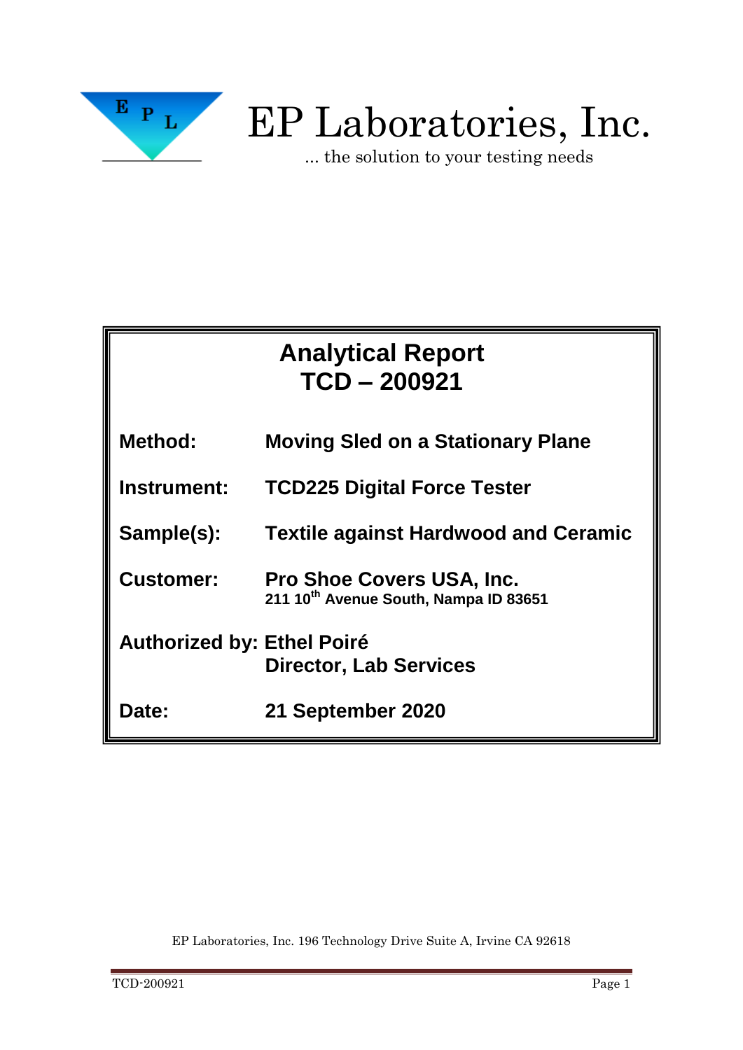E P L

# EP Laboratories, Inc.

... the solution to your testing needs

## Analytical Report
## TCD – 200921

**Method:** **Moving Sled on a Stationary Plane**

**Instrument:** **TCD225 Digital Force Tester**

**Sample(s):** **Textile against Hardwood and Ceramic**

**Customer:** **Pro Shoe Covers USA, Inc.**
**211 10th Avenue South, Nampa ID 83651**

**Authorized by:** **Ethel Poiré**
**Director, Lab Services**

**Date:** **21 September 2020**

EP Laboratories, Inc. 196 Technology Drive Suite A, Irvine CA 92618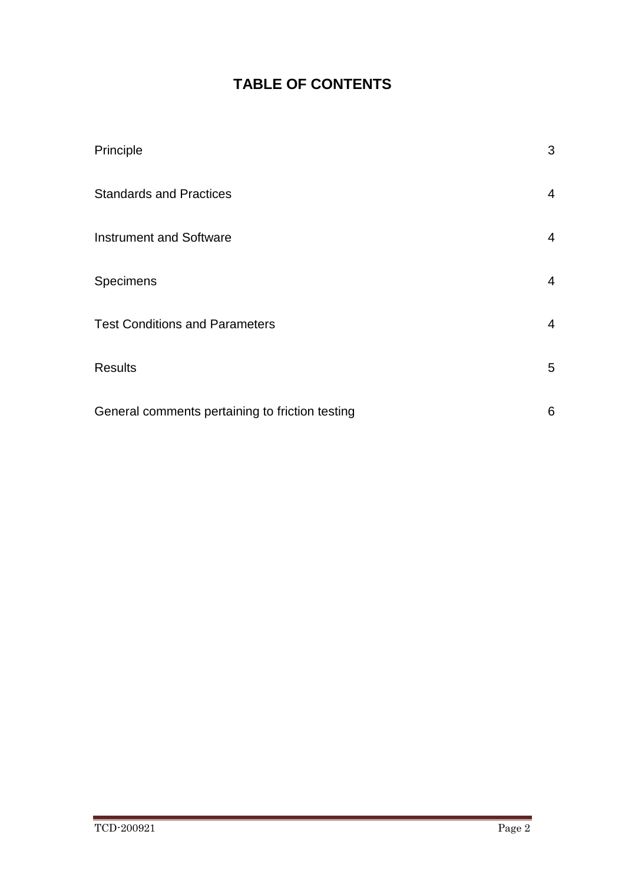# TABLE OF CONTENTS

| | |
|---|---|
| Principle | 3 |
| Standards and Practices | 4 |
| Instrument and Software | 4 |
| Specimens | 4 |
| Test Conditions and Parameters | 4 |
| Results | 5 |
| General comments pertaining to friction testing | 6 |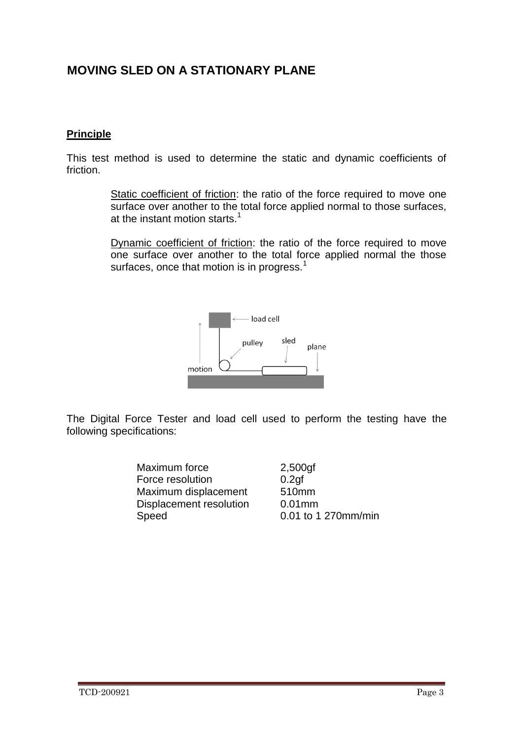## MOVING SLED ON A STATIONARY PLANE

**Principle**

This test method is used to determine the static and dynamic coefficients of friction.

> Static coefficient of friction: the ratio of the force required to move one surface over another to the total force applied normal to those surfaces, at the instant motion starts.[1]
>
> Dynamic coefficient of friction: the ratio of the force required to move one surface over another to the total force applied normal the those surfaces, once that motion is in progress.[1]

load cell
pulley
sled
plane
motion

The Digital Force Tester and load cell used to perform the testing have the following specifications:

| | |
|---|---|
| Maximum force | 2,500gf |
| Force resolution | 0.2gf |
| Maximum displacement | 510mm |
| Displacement resolution | 0.01mm |
| Speed | 0.01 to 1 270mm/min |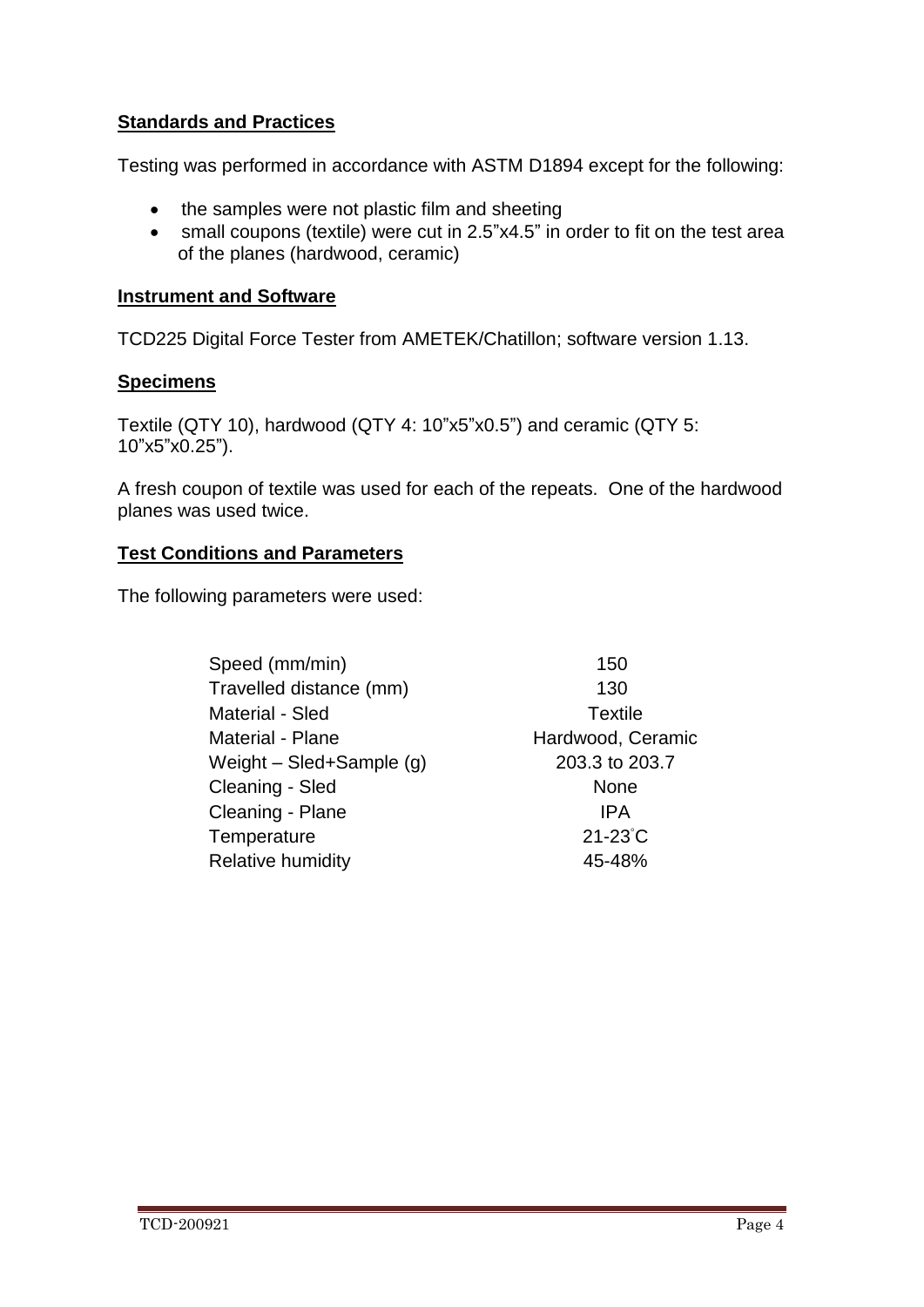**Standards and Practices**

Testing was performed in accordance with ASTM D1894 except for the following:

- the samples were not plastic film and sheeting
- small coupons (textile) were cut in 2.5"x4.5" in order to fit on the test area of the planes (hardwood, ceramic)

**Instrument and Software**

TCD225 Digital Force Tester from AMETEK/Chatillon; software version 1.13.

**Specimens**

Textile (QTY 10), hardwood (QTY 4: 10"x5"x0.5") and ceramic (QTY 5: 10"x5"x0.25").

A fresh coupon of textile was used for each of the repeats. One of the hardwood planes was used twice.

**Test Conditions and Parameters**

The following parameters were used:

| | |
|---|---|
| Speed (mm/min) | 150 |
| Travelled distance (mm) | 130 |
| Material - Sled | Textile |
| Material - Plane | Hardwood, Ceramic |
| Weight – Sled+Sample (g) | 203.3 to 203.7 |
| Cleaning - Sled | None |
| Cleaning - Plane | IPA |
| Temperature | 21-23°C |
| Relative humidity | 45-48% |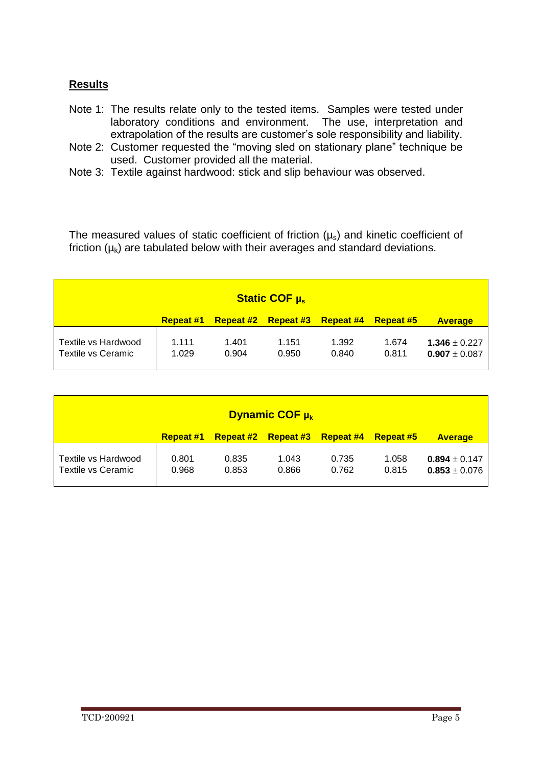## Results

Note 1: The results relate only to the tested items. Samples were tested under laboratory conditions and environment. The use, interpretation and extrapolation of the results are customer's sole responsibility and liability.
Note 2: Customer requested the "moving sled on stationary plane" technique be used. Customer provided all the material.
Note 3: Textile against hardwood: stick and slip behaviour was observed.

The measured values of static coefficient of friction ($\mu_s$) and kinetic coefficient of friction ($\mu_k$) are tabulated below with their averages and standard deviations.

| **Static COF $\mu_s$** | | | | | | |
|---|---|---|---|---|---|---|
| | **Repeat #1** | **Repeat #2** | **Repeat #3** | **Repeat #4** | **Repeat #5** | **Average** |
| Textile vs Hardwood | 1.111 | 1.401 | 1.151 | 1.392 | 1.674 | **1.346** $\pm$ 0.227 |
| Textile vs Ceramic | 1.029 | 0.904 | 0.950 | 0.840 | 0.811 | **0.907** $\pm$ 0.087 |

| **Dynamic COF $\mu_k$** | | | | | | |
|---|---|---|---|---|---|---|
| | **Repeat #1** | **Repeat #2** | **Repeat #3** | **Repeat #4** | **Repeat #5** | **Average** |
| Textile vs Hardwood | 0.801 | 0.835 | 1.043 | 0.735 | 1.058 | **0.894** $\pm$ 0.147 |
| Textile vs Ceramic | 0.968 | 0.853 | 0.866 | 0.762 | 0.815 | **0.853** $\pm$ 0.076 |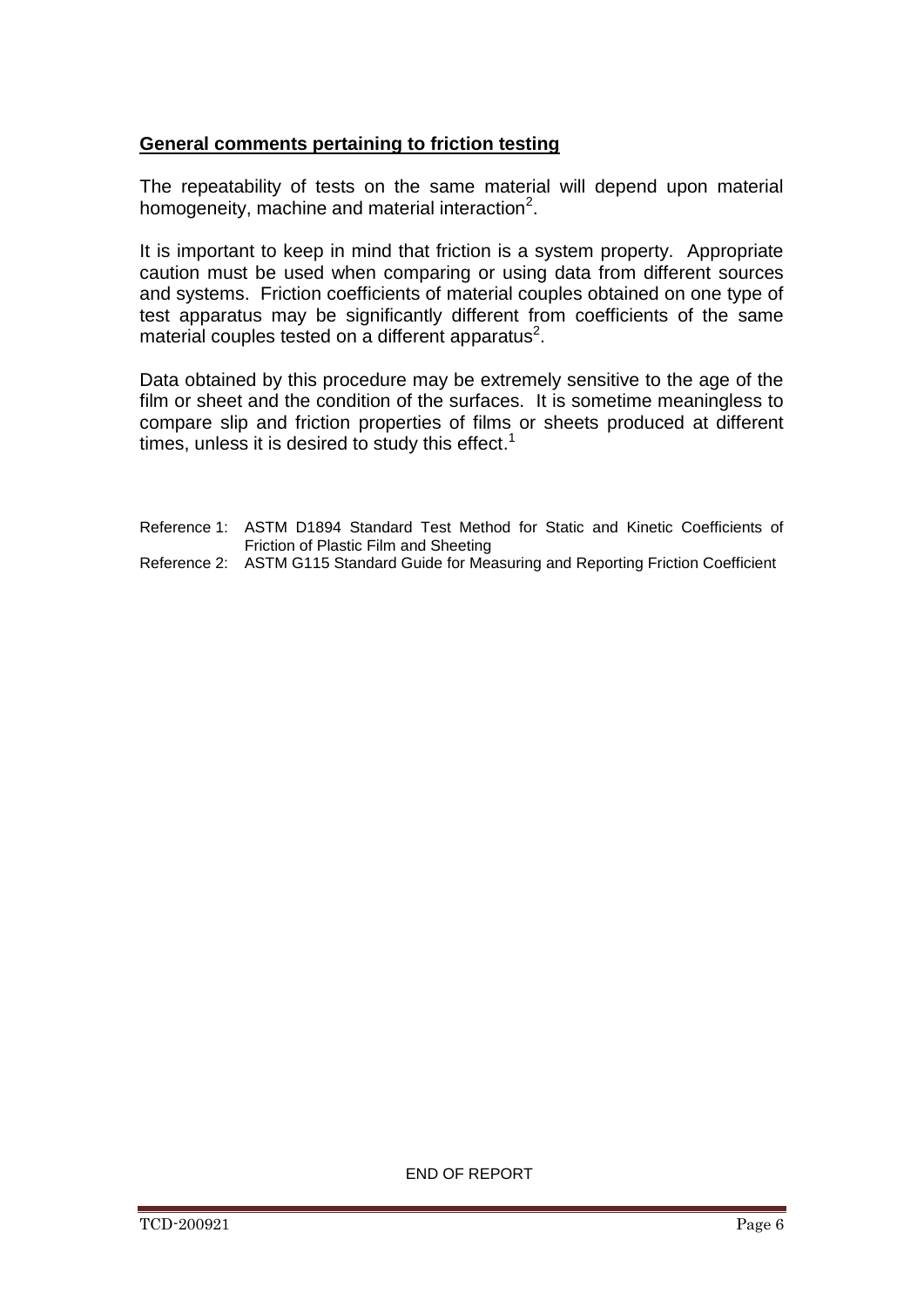**General comments pertaining to friction testing**

The repeatability of tests on the same material will depend upon material homogeneity, machine and material interaction[2].

It is important to keep in mind that friction is a system property. Appropriate caution must be used when comparing or using data from different sources and systems. Friction coefficients of material couples obtained on one type of test apparatus may be significantly different from coefficients of the same material couples tested on a different apparatus[2].

Data obtained by this procedure may be extremely sensitive to the age of the film or sheet and the condition of the surfaces. It is sometime meaningless to compare slip and friction properties of films or sheets produced at different times, unless it is desired to study this effect.[1]

Reference 1: ASTM D1894 Standard Test Method for Static and Kinetic Coefficients of Friction of Plastic Film and Sheeting

Reference 2: ASTM G115 Standard Guide for Measuring and Reporting Friction Coefficient

END OF REPORT